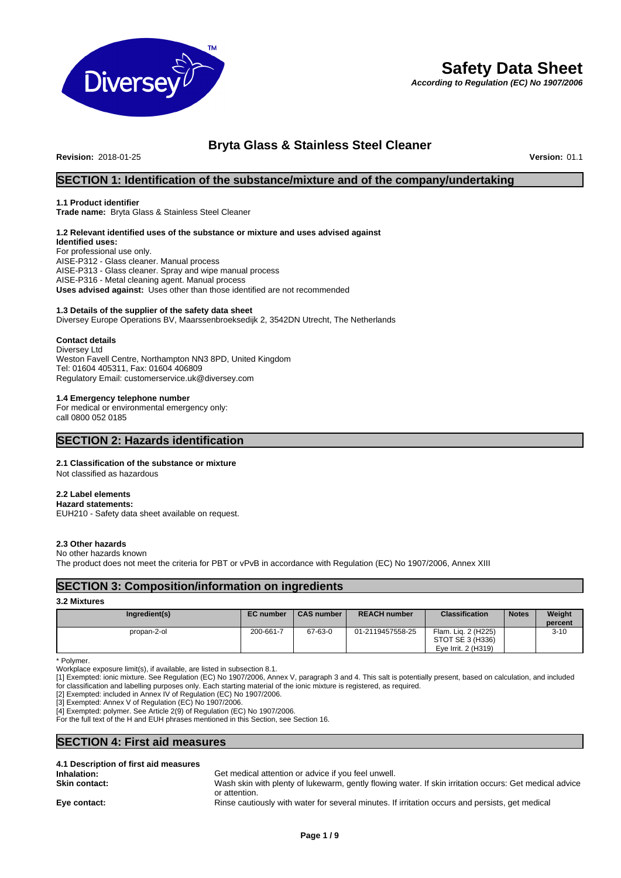# Safety Data Sheet

***According to Regulation (EC) No 1907/2006***

## Bryta Glass & Stainless Steel Cleaner

**Revision:** 2018-01-25 **Version:** 01.1

## SECTION 1: Identification of the substance/mixture and of the company/undertaking

### 1.1 Product identifier

**Trade name:** Bryta Glass & Stainless Steel Cleaner

### 1.2 Relevant identified uses of the substance or mixture and uses advised against

**Identified uses:**
For professional use only.
AISE-P312 - Glass cleaner. Manual process
AISE-P313 - Glass cleaner. Spray and wipe manual process
AISE-P316 - Metal cleaning agent. Manual process
**Uses advised against:** Uses other than those identified are not recommended

### 1.3 Details of the supplier of the safety data sheet

Diversey Europe Operations BV, Maarssenbroeksedijk 2, 3542DN Utrecht, The Netherlands

**Contact details**
Diversey Ltd
Weston Favell Centre, Northampton NN3 8PD, United Kingdom
Tel: 01604 405311, Fax: 01604 406809
Regulatory Email: customerservice.uk@diversey.com

### 1.4 Emergency telephone number

For medical or environmental emergency only:
call 0800 052 0185

## SECTION 2: Hazards identification

### 2.1 Classification of the substance or mixture

Not classified as hazardous

### 2.2 Label elements

**Hazard statements:**
EUH210 - Safety data sheet available on request.

### 2.3 Other hazards

No other hazards known
The product does not meet the criteria for PBT or vPvB in accordance with Regulation (EC) No 1907/2006, Annex XIII

## SECTION 3: Composition/information on ingredients

### 3.2 Mixtures

| Ingredient(s) | EC number | CAS number | REACH number | Classification | Notes | Weight percent |
|---|---|---|---|---|---|---|
| propan-2-ol | 200-661-7 | 67-63-0 | 01-2119457558-25 | Flam. Liq. 2 (H225) STOT SE 3 (H336) Eye Irrit. 2 (H319) | | 3-10 |

\* Polymer.
Workplace exposure limit(s), if available, are listed in subsection 8.1.
[1] Exempted: ionic mixture. See Regulation (EC) No 1907/2006, Annex V, paragraph 3 and 4. This salt is potentially present, based on calculation, and included for classification and labelling purposes only. Each starting material of the ionic mixture is registered, as required.
[2] Exempted: included in Annex IV of Regulation (EC) No 1907/2006.
[3] Exempted: Annex V of Regulation (EC) No 1907/2006.
[4] Exempted: polymer. See Article 2(9) of Regulation (EC) No 1907/2006.
For the full text of the H and EUH phrases mentioned in this Section, see Section 16.

## SECTION 4: First aid measures

### 4.1 Description of first aid measures

**Inhalation:** Get medical attention or advice if you feel unwell.
**Skin contact:** Wash skin with plenty of lukewarm, gently flowing water. If skin irritation occurs: Get medical advice or attention.
**Eye contact:** Rinse cautiously with water for several minutes. If irritation occurs and persists, get medical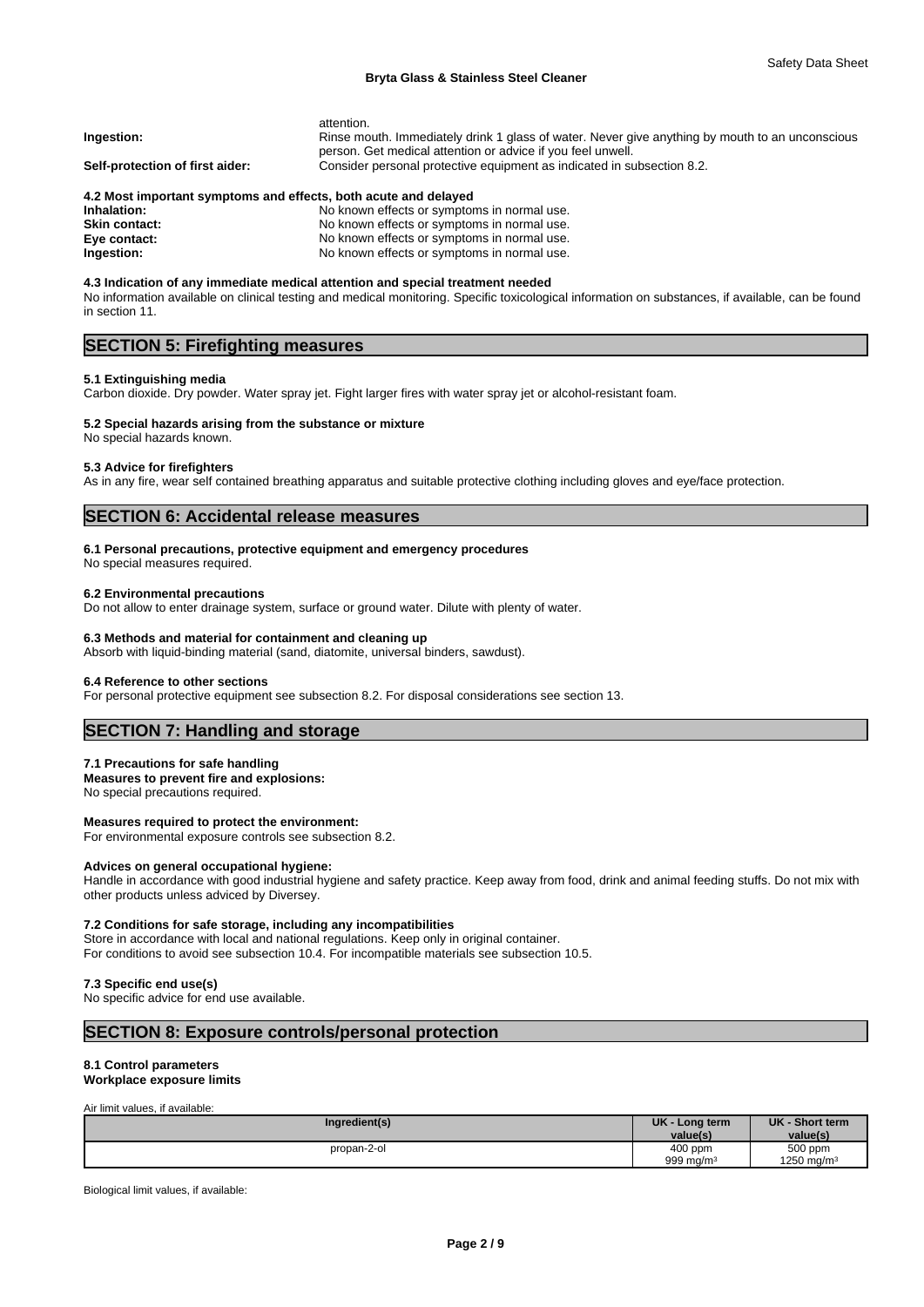attention.

**Ingestion:** Rinse mouth. Immediately drink 1 glass of water. Never give anything by mouth to an unconscious person. Get medical attention or advice if you feel unwell.

**Self-protection of first aider:** Consider personal protective equipment as indicated in subsection 8.2.

**4.2 Most important symptoms and effects, both acute and delayed**

**Inhalation:** No known effects or symptoms in normal use.
**Skin contact:** No known effects or symptoms in normal use.
**Eye contact:** No known effects or symptoms in normal use.
**Ingestion:** No known effects or symptoms in normal use.

**4.3 Indication of any immediate medical attention and special treatment needed**

No information available on clinical testing and medical monitoring. Specific toxicological information on substances, if available, can be found in section 11.

## SECTION 5: Firefighting measures

**5.1 Extinguishing media**

Carbon dioxide. Dry powder. Water spray jet. Fight larger fires with water spray jet or alcohol-resistant foam.

**5.2 Special hazards arising from the substance or mixture**

No special hazards known.

**5.3 Advice for firefighters**

As in any fire, wear self contained breathing apparatus and suitable protective clothing including gloves and eye/face protection.

## SECTION 6: Accidental release measures

**6.1 Personal precautions, protective equipment and emergency procedures**

No special measures required.

**6.2 Environmental precautions**

Do not allow to enter drainage system, surface or ground water. Dilute with plenty of water.

**6.3 Methods and material for containment and cleaning up**

Absorb with liquid-binding material (sand, diatomite, universal binders, sawdust).

**6.4 Reference to other sections**

For personal protective equipment see subsection 8.2. For disposal considerations see section 13.

## SECTION 7: Handling and storage

**7.1 Precautions for safe handling**

**Measures to prevent fire and explosions:**

No special precautions required.

**Measures required to protect the environment:**

For environmental exposure controls see subsection 8.2.

**Advices on general occupational hygiene:**

Handle in accordance with good industrial hygiene and safety practice. Keep away from food, drink and animal feeding stuffs. Do not mix with other products unless adviced by Diversey.

**7.2 Conditions for safe storage, including any incompatibilities**

Store in accordance with local and national regulations. Keep only in original container.
For conditions to avoid see subsection 10.4. For incompatible materials see subsection 10.5.

**7.3 Specific end use(s)**

No specific advice for end use available.

## SECTION 8: Exposure controls/personal protection

**8.1 Control parameters**
**Workplace exposure limits**

Air limit values, if available:

| Ingredient(s) | UK - Long term value(s) | UK - Short term value(s) |
|---|---|---|
| propan-2-ol | 400 ppm<br>999 mg/m³ | 500 ppm<br>1250 mg/m³ |

Biological limit values, if available: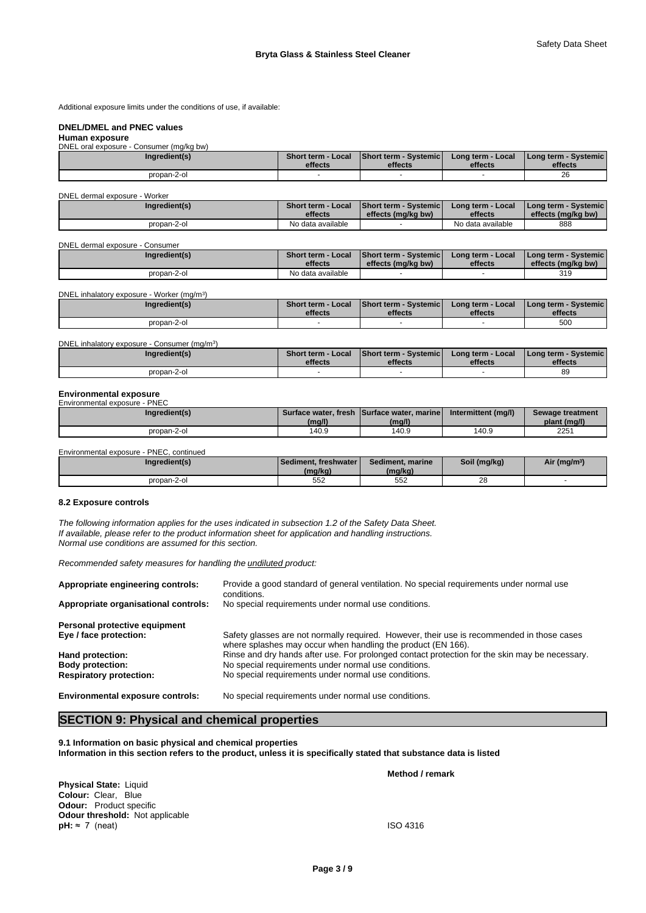Additional exposure limits under the conditions of use, if available:

**DNEL/DMEL and PNEC values**

**Human exposure**

DNEL oral exposure - Consumer (mg/kg bw)

| Ingredient(s) | Short term - Local effects | Short term - Systemic effects | Long term - Local effects | Long term - Systemic effects |
|---|---|---|---|---|
| propan-2-ol | - | - | - | 26 |

DNEL dermal exposure - Worker

| Ingredient(s) | Short term - Local effects | Short term - Systemic effects (mg/kg bw) | Long term - Local effects | Long term - Systemic effects (mg/kg bw) |
|---|---|---|---|---|
| propan-2-ol | No data available | - | No data available | 888 |

DNEL dermal exposure - Consumer

| Ingredient(s) | Short term - Local effects | Short term - Systemic effects (mg/kg bw) | Long term - Local effects | Long term - Systemic effects (mg/kg bw) |
|---|---|---|---|---|
| propan-2-ol | No data available | - | - | 319 |

DNEL inhalatory exposure - Worker (mg/m³)

| Ingredient(s) | Short term - Local effects | Short term - Systemic effects | Long term - Local effects | Long term - Systemic effects |
|---|---|---|---|---|
| propan-2-ol | - | - | - | 500 |

DNEL inhalatory exposure - Consumer (mg/m³)

| Ingredient(s) | Short term - Local effects | Short term - Systemic effects | Long term - Local effects | Long term - Systemic effects |
|---|---|---|---|---|
| propan-2-ol | - | - | - | 89 |

**Environmental exposure**

Environmental exposure - PNEC

| Ingredient(s) | Surface water, fresh (mg/l) | Surface water, marine (mg/l) | Intermittent (mg/l) | Sewage treatment plant (mg/l) |
|---|---|---|---|---|
| propan-2-ol | 140.9 | 140.9 | 140.9 | 2251 |

Environmental exposure - PNEC, continued

| Ingredient(s) | Sediment, freshwater (mg/kg) | Sediment, marine (mg/kg) | Soil (mg/kg) | Air (mg/m³) |
|---|---|---|---|---|
| propan-2-ol | 552 | 552 | 28 | - |

**8.2 Exposure controls**

*The following information applies for the uses indicated in subsection 1.2 of the Safety Data Sheet.*
*If available, please refer to the product information sheet for application and handling instructions.*
*Normal use conditions are assumed for this section.*

*Recommended safety measures for handling the undiluted product:*

**Appropriate engineering controls:** Provide a good standard of general ventilation. No special requirements under normal use conditions.

**Appropriate organisational controls:** No special requirements under normal use conditions.

**Personal protective equipment**

**Eye / face protection:** Safety glasses are not normally required. However, their use is recommended in those cases where splashes may occur when handling the product (EN 166).

**Hand protection:** Rinse and dry hands after use. For prolonged contact protection for the skin may be necessary.

**Body protection:** No special requirements under normal use conditions.

**Respiratory protection:** No special requirements under normal use conditions.

**Environmental exposure controls:** No special requirements under normal use conditions.

## SECTION 9: Physical and chemical properties

**9.1 Information on basic physical and chemical properties**

**Information in this section refers to the product, unless it is specifically stated that substance data is listed**

**Method / remark**

**Physical State:** Liquid
**Colour:** Clear, Blue
**Odour:** Product specific
**Odour threshold:** Not applicable
**pH:** ≈ 7 (neat) — ISO 4316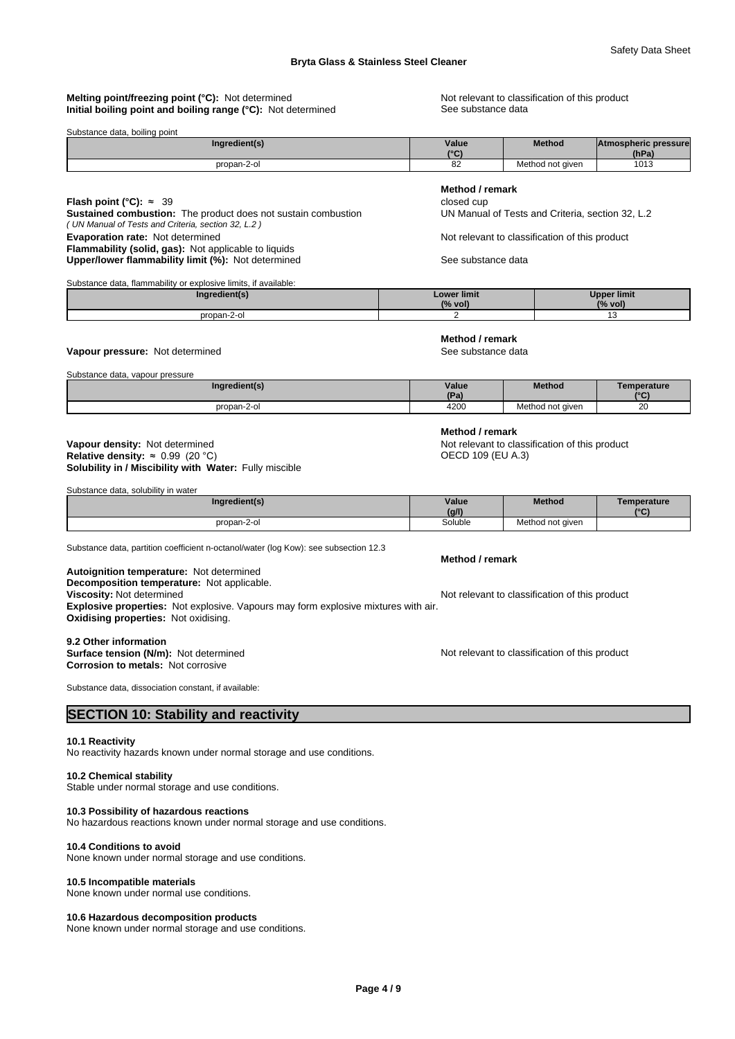**Melting point/freezing point (°C):** Not determined — Not relevant to classification of this product

**Initial boiling point and boiling range (°C):** Not determined — See substance data

Substance data, boiling point

| Ingredient(s) | Value (°C) | Method | Atmospheric pressure (hPa) |
|---|---|---|---|
| propan-2-ol | 82 | Method not given | 1013 |

| | Method / remark |
|---|---|
| **Flash point (°C):** ≈ 39 | closed cup |
| **Sustained combustion:** The product does not sustain combustion *( UN Manual of Tests and Criteria, section 32, L.2 )* | UN Manual of Tests and Criteria, section 32, L.2 |
| **Evaporation rate:** Not determined | Not relevant to classification of this product |
| **Flammability (solid, gas):** Not applicable to liquids | |
| **Upper/lower flammability limit (%):** Not determined | See substance data |

Substance data, flammability or explosive limits, if available:

| Ingredient(s) | Lower limit (% vol) | Upper limit (% vol) |
|---|---|---|
| propan-2-ol | 2 | 13 |

| | Method / remark |
|---|---|
| **Vapour pressure:** Not determined | See substance data |

Substance data, vapour pressure

| Ingredient(s) | Value (Pa) | Method | Temperature (°C) |
|---|---|---|---|
| propan-2-ol | 4200 | Method not given | 20 |

| | Method / remark |
|---|---|
| **Vapour density:** Not determined | Not relevant to classification of this product |
| **Relative density:** ≈ 0.99 (20 °C) | OECD 109 (EU A.3) |
| **Solubility in / Miscibility with Water:** Fully miscible | |

Substance data, solubility in water

| Ingredient(s) | Value (g/l) | Method | Temperature (°C) |
|---|---|---|---|
| propan-2-ol | Soluble | Method not given | |

Substance data, partition coefficient n-octanol/water (log Kow): see subsection 12.3

| | Method / remark |
|---|---|
| **Autoignition temperature:** Not determined | |
| **Decomposition temperature:** Not applicable. | |
| **Viscosity:** Not determined | Not relevant to classification of this product |
| **Explosive properties:** Not explosive. Vapours may form explosive mixtures with air. | |
| **Oxidising properties:** Not oxidising. | |

**9.2 Other information**

**Surface tension (N/m):** Not determined — Not relevant to classification of this product

**Corrosion to metals:** Not corrosive

Substance data, dissociation constant, if available:

## SECTION 10: Stability and reactivity

**10.1 Reactivity**

No reactivity hazards known under normal storage and use conditions.

**10.2 Chemical stability**

Stable under normal storage and use conditions.

**10.3 Possibility of hazardous reactions**

No hazardous reactions known under normal storage and use conditions.

**10.4 Conditions to avoid**

None known under normal storage and use conditions.

**10.5 Incompatible materials**

None known under normal use conditions.

**10.6 Hazardous decomposition products**

None known under normal storage and use conditions.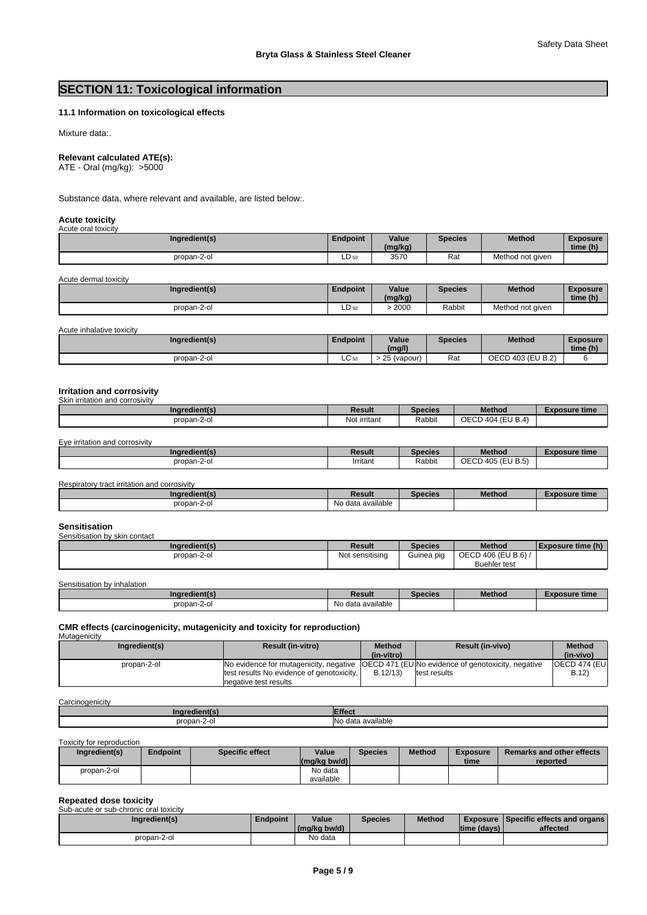## SECTION 11: Toxicological information

### 11.1 Information on toxicological effects

Mixture data:.

**Relevant calculated ATE(s):**
ATE - Oral (mg/kg): >5000

Substance data, where relevant and available, are listed below:.

### Acute toxicity

Acute oral toxicity

| Ingredient(s) | Endpoint | Value (mg/kg) | Species | Method | Exposure time (h) |
|---|---|---|---|---|---|
| propan-2-ol | $LD_{50}$ | 3570 | Rat | Method not given | |

Acute dermal toxicity

| Ingredient(s) | Endpoint | Value (mg/kg) | Species | Method | Exposure time (h) |
|---|---|---|---|---|---|
| propan-2-ol | $LD_{50}$ | > 2000 | Rabbit | Method not given | |

Acute inhalative toxicity

| Ingredient(s) | Endpoint | Value (mg/l) | Species | Method | Exposure time (h) |
|---|---|---|---|---|---|
| propan-2-ol | $LC_{50}$ | > 25 (vapour) | Rat | OECD 403 (EU B.2) | 6 |

### Irritation and corrosivity

Skin irritation and corrosivity

| Ingredient(s) | Result | Species | Method | Exposure time |
|---|---|---|---|---|
| propan-2-ol | Not irritant | Rabbit | OECD 404 (EU B.4) | |

Eye irritation and corrosivity

| Ingredient(s) | Result | Species | Method | Exposure time |
|---|---|---|---|---|
| propan-2-ol | Irritant | Rabbit | OECD 405 (EU B.5) | |

Respiratory tract irritation and corrosivity

| Ingredient(s) | Result | Species | Method | Exposure time |
|---|---|---|---|---|
| propan-2-ol | No data available | | | |

### Sensitisation

Sensitisation by skin contact

| Ingredient(s) | Result | Species | Method | Exposure time (h) |
|---|---|---|---|---|
| propan-2-ol | Not sensitising | Guinea pig | OECD 406 (EU B.6) / Buehler test | |

Sensitisation by inhalation

| Ingredient(s) | Result | Species | Method | Exposure time |
|---|---|---|---|---|
| propan-2-ol | No data available | | | |

### CMR effects (carcinogenicity, mutagenicity and toxicity for reproduction)

Mutagenicity

| Ingredient(s) | Result (in-vitro) | Method (in-vitro) | Result (in-vivo) | Method (in-vivo) |
|---|---|---|---|---|
| propan-2-ol | No evidence for mutagenicity, negative test results No evidence of genotoxicity, negative test results | OECD 471 (EU B.12/13) | No evidence of genotoxicity, negative test results | OECD 474 (EU B.12) |

Carcinogenicity

| Ingredient(s) | Effect |
|---|---|
| propan-2-ol | No data available |

Toxicity for reproduction

| Ingredient(s) | Endpoint | Specific effect | Value (mg/kg bw/d) | Species | Method | Exposure time | Remarks and other effects reported |
|---|---|---|---|---|---|---|---|
| propan-2-ol | | | No data available | | | | |

### Repeated dose toxicity

Sub-acute or sub-chronic oral toxicity

| Ingredient(s) | Endpoint | Value (mg/kg bw/d) | Species | Method | Exposure time (days) | Specific effects and organs affected |
|---|---|---|---|---|---|---|
| propan-2-ol | | No data | | | | |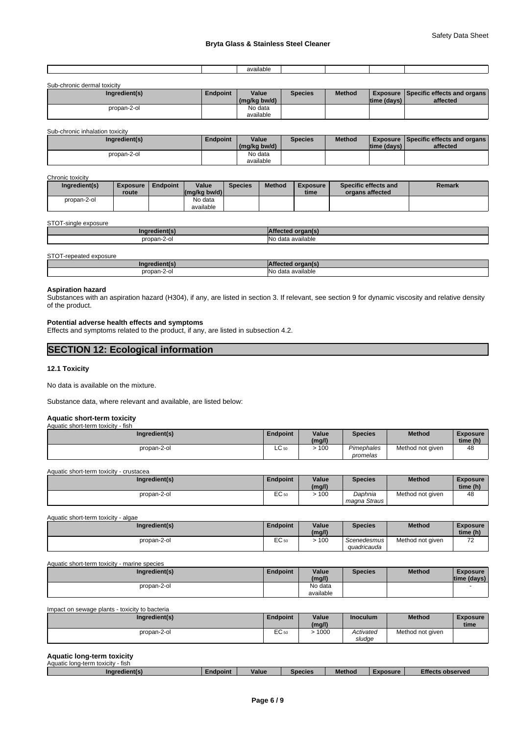| | | available | | | | |
|---|---|---|---|---|---|---|

Sub-chronic dermal toxicity

| Ingredient(s) | Endpoint | Value (mg/kg bw/d) | Species | Method | Exposure time (days) | Specific effects and organs affected |
|---|---|---|---|---|---|---|
| propan-2-ol | | No data available | | | | |

Sub-chronic inhalation toxicity

| Ingredient(s) | Endpoint | Value (mg/kg bw/d) | Species | Method | Exposure time (days) | Specific effects and organs affected |
|---|---|---|---|---|---|---|
| propan-2-ol | | No data available | | | | |

Chronic toxicity

| Ingredient(s) | Exposure route | Endpoint | Value (mg/kg bw/d) | Species | Method | Exposure time | Specific effects and organs affected | Remark |
|---|---|---|---|---|---|---|---|---|
| propan-2-ol | | | No data available | | | | | |

STOT-single exposure

| Ingredient(s) | Affected organ(s) |
|---|---|
| propan-2-ol | No data available |

STOT-repeated exposure

| Ingredient(s) | Affected organ(s) |
|---|---|
| propan-2-ol | No data available |

**Aspiration hazard**

Substances with an aspiration hazard (H304), if any, are listed in section 3. If relevant, see section 9 for dynamic viscosity and relative density of the product.

**Potential adverse health effects and symptoms**

Effects and symptoms related to the product, if any, are listed in subsection 4.2.

## SECTION 12: Ecological information

### 12.1 Toxicity

No data is available on the mixture.

Substance data, where relevant and available, are listed below:

**Aquatic short-term toxicity**

Aquatic short-term toxicity - fish

| Ingredient(s) | Endpoint | Value (mg/l) | Species | Method | Exposure time (h) |
|---|---|---|---|---|---|
| propan-2-ol | $LC_{50}$ | > 100 | *Pimephales promelas* | Method not given | 48 |

Aquatic short-term toxicity - crustacea

| Ingredient(s) | Endpoint | Value (mg/l) | Species | Method | Exposure time (h) |
|---|---|---|---|---|---|
| propan-2-ol | $EC_{50}$ | > 100 | *Daphnia magna Straus* | Method not given | 48 |

Aquatic short-term toxicity - algae

| Ingredient(s) | Endpoint | Value (mg/l) | Species | Method | Exposure time (h) |
|---|---|---|---|---|---|
| propan-2-ol | $EC_{50}$ | > 100 | *Scenedesmus quadricauda* | Method not given | 72 |

Aquatic short-term toxicity - marine species

| Ingredient(s) | Endpoint | Value (mg/l) | Species | Method | Exposure time (days) |
|---|---|---|---|---|---|
| propan-2-ol | | No data available | | | - |

Impact on sewage plants - toxicity to bacteria

| Ingredient(s) | Endpoint | Value (mg/l) | Inoculum | Method | Exposure time |
|---|---|---|---|---|---|
| propan-2-ol | $EC_{50}$ | > 1000 | *Activated sludge* | Method not given | |

**Aquatic long-term toxicity**

Aquatic long-term toxicity - fish

| Ingredient(s) | Endpoint | Value | Species | Method | Exposure | Effects observed |
|---|---|---|---|---|---|---|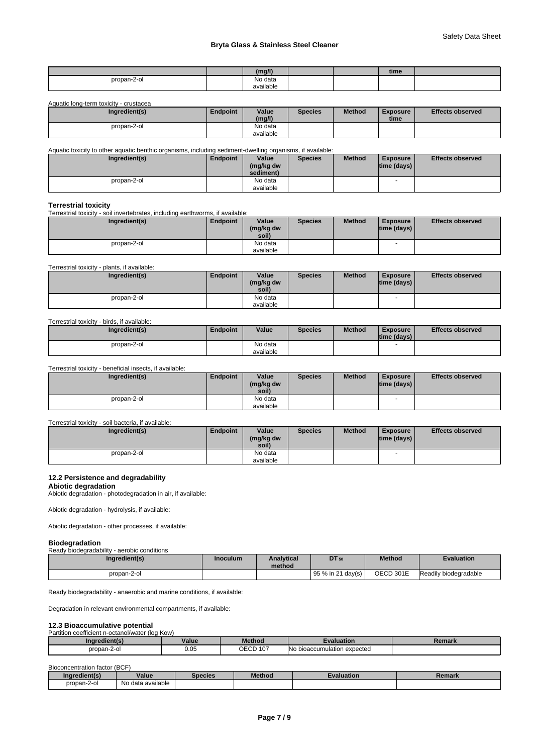| | | (mg/l) | | | time | |
|---|---|---|---|---|---|---|
| propan-2-ol | | No data available | | | | |

Aquatic long-term toxicity - crustacea

| Ingredient(s) | Endpoint | Value (mg/l) | Species | Method | Exposure time | Effects observed |
|---|---|---|---|---|---|---|
| propan-2-ol | | No data available | | | | |

Aquatic toxicity to other aquatic benthic organisms, including sediment-dwelling organisms, if available:

| Ingredient(s) | Endpoint | Value (mg/kg dw sediment) | Species | Method | Exposure time (days) | Effects observed |
|---|---|---|---|---|---|---|
| propan-2-ol | | No data available | | | - | |

**Terrestrial toxicity**

Terrestrial toxicity - soil invertebrates, including earthworms, if available:

| Ingredient(s) | Endpoint | Value (mg/kg dw soil) | Species | Method | Exposure time (days) | Effects observed |
|---|---|---|---|---|---|---|
| propan-2-ol | | No data available | | | - | |

Terrestrial toxicity - plants, if available:

| Ingredient(s) | Endpoint | Value (mg/kg dw soil) | Species | Method | Exposure time (days) | Effects observed |
|---|---|---|---|---|---|---|
| propan-2-ol | | No data available | | | - | |

Terrestrial toxicity - birds, if available:

| Ingredient(s) | Endpoint | Value | Species | Method | Exposure time (days) | Effects observed |
|---|---|---|---|---|---|---|
| propan-2-ol | | No data available | | | - | |

Terrestrial toxicity - beneficial insects, if available:

| Ingredient(s) | Endpoint | Value (mg/kg dw soil) | Species | Method | Exposure time (days) | Effects observed |
|---|---|---|---|---|---|---|
| propan-2-ol | | No data available | | | - | |

Terrestrial toxicity - soil bacteria, if available:

| Ingredient(s) | Endpoint | Value (mg/kg dw soil) | Species | Method | Exposure time (days) | Effects observed |
|---|---|---|---|---|---|---|
| propan-2-ol | | No data available | | | - | |

### 12.2 Persistence and degradability

**Abiotic degradation**

Abiotic degradation - photodegradation in air, if available:

Abiotic degradation - hydrolysis, if available:

Abiotic degradation - other processes, if available:

**Biodegradation**

Ready biodegradability - aerobic conditions

| Ingredient(s) | Inoculum | Analytical method | $DT_{50}$ | Method | Evaluation |
|---|---|---|---|---|---|
| propan-2-ol | | | 95 % in 21 day(s) | OECD 301E | Readily biodegradable |

Ready biodegradability - anaerobic and marine conditions, if available:

Degradation in relevant environmental compartments, if available:

### 12.3 Bioaccumulative potential

Partition coefficient n-octanol/water (log Kow)

| Ingredient(s) | Value | Method | Evaluation | Remark |
|---|---|---|---|---|
| propan-2-ol | 0.05 | OECD 107 | No bioaccumulation expected | |

Bioconcentration factor (BCF)

| Ingredient(s) | Value | Species | Method | Evaluation | Remark |
|---|---|---|---|---|---|
| propan-2-ol | No data available | | | | |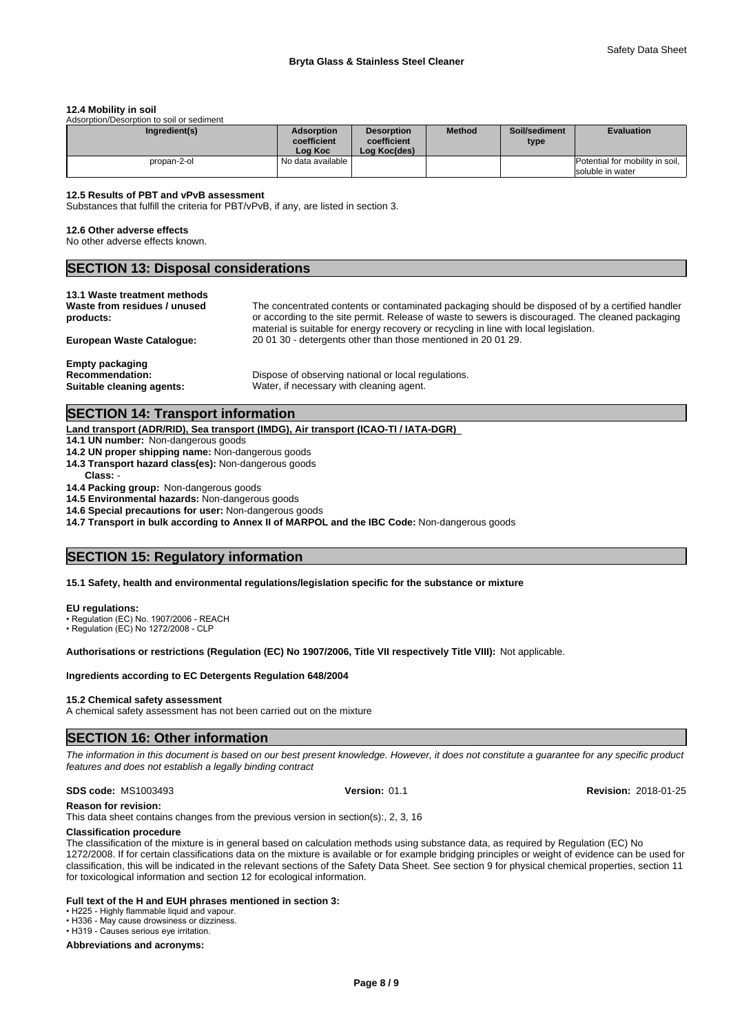### 12.4 Mobility in soil

Adsorption/Desorption to soil or sediment

| Ingredient(s) | Adsorption coefficient Log Koc | Desorption coefficient Log Koc(des) | Method | Soil/sediment type | Evaluation |
|---|---|---|---|---|---|
| propan-2-ol | No data available | | | | Potential for mobility in soil, soluble in water |

### 12.5 Results of PBT and vPvB assessment

Substances that fulfill the criteria for PBT/vPvB, if any, are listed in section 3.

### 12.6 Other adverse effects

No other adverse effects known.

## SECTION 13: Disposal considerations

### 13.1 Waste treatment methods

**Waste from residues / unused products:** The concentrated contents or contaminated packaging should be disposed of by a certified handler or according to the site permit. Release of waste to sewers is discouraged. The cleaned packaging material is suitable for energy recovery or recycling in line with local legislation.

**European Waste Catalogue:** 20 01 30 - detergents other than those mentioned in 20 01 29.

**Empty packaging**

**Recommendation:** Dispose of observing national or local regulations.

**Suitable cleaning agents:** Water, if necessary with cleaning agent.

## SECTION 14: Transport information

**Land transport (ADR/RID), Sea transport (IMDG), Air transport (ICAO-TI / IATA-DGR)**

**14.1 UN number:** Non-dangerous goods

**14.2 UN proper shipping name:** Non-dangerous goods

**14.3 Transport hazard class(es):** Non-dangerous goods

**Class:** -

**14.4 Packing group:** Non-dangerous goods

**14.5 Environmental hazards:** Non-dangerous goods

**14.6 Special precautions for user:** Non-dangerous goods

**14.7 Transport in bulk according to Annex II of MARPOL and the IBC Code:** Non-dangerous goods

## SECTION 15: Regulatory information

**15.1 Safety, health and environmental regulations/legislation specific for the substance or mixture**

**EU regulations:**

- Regulation (EC) No. 1907/2006 - REACH
- Regulation (EC) No 1272/2008 - CLP

**Authorisations or restrictions (Regulation (EC) No 1907/2006, Title VII respectively Title VIII):** Not applicable.

**Ingredients according to EC Detergents Regulation 648/2004**

### 15.2 Chemical safety assessment

A chemical safety assessment has not been carried out on the mixture

## SECTION 16: Other information

*The information in this document is based on our best present knowledge. However, it does not constitute a guarantee for any specific product features and does not establish a legally binding contract*

**SDS code:** MS1003493 **Version:** 01.1 **Revision:** 2018-01-25

**Reason for revision:**

This data sheet contains changes from the previous version in section(s):, 2, 3, 16

**Classification procedure**

The classification of the mixture is in general based on calculation methods using substance data, as required by Regulation (EC) No 1272/2008. If for certain classifications data on the mixture is available or for example bridging principles or weight of evidence can be used for classification, this will be indicated in the relevant sections of the Safety Data Sheet. See section 9 for physical chemical properties, section 11 for toxicological information and section 12 for ecological information.

**Full text of the H and EUH phrases mentioned in section 3:**

- H225 - Highly flammable liquid and vapour.
- H336 - May cause drowsiness or dizziness.
- H319 - Causes serious eye irritation.

**Abbreviations and acronyms:**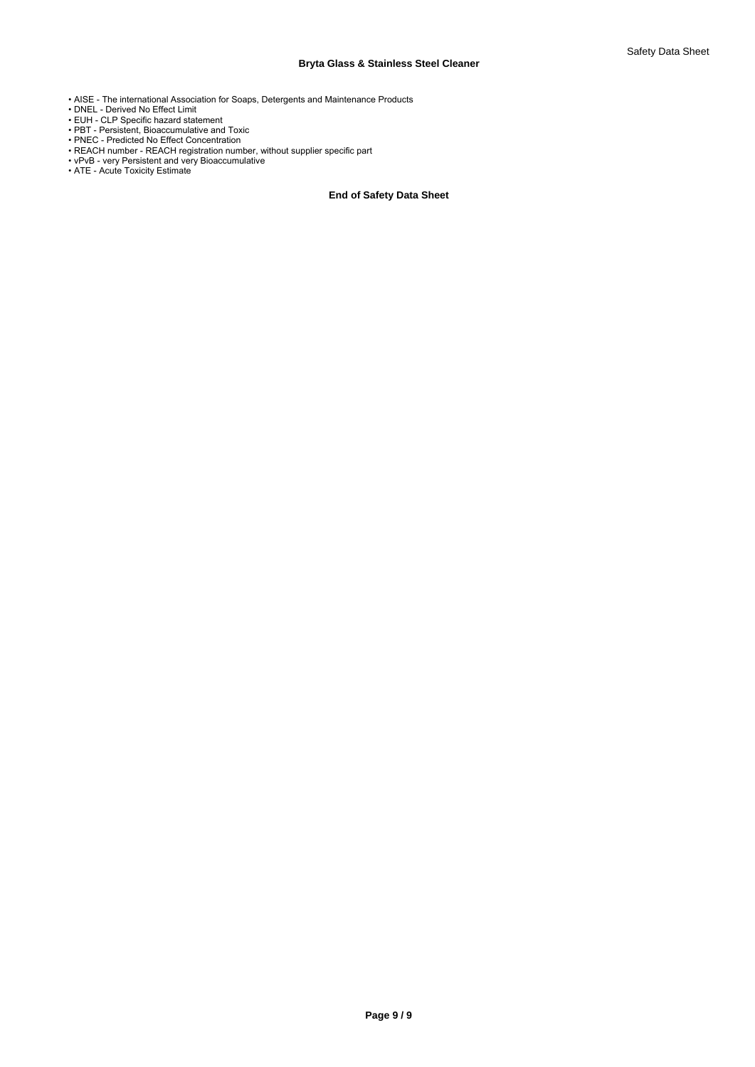- AISE - The international Association for Soaps, Detergents and Maintenance Products
- DNEL - Derived No Effect Limit
- EUH - CLP Specific hazard statement
- PBT - Persistent, Bioaccumulative and Toxic
- PNEC - Predicted No Effect Concentration
- REACH number - REACH registration number, without supplier specific part
- vPvB - very Persistent and very Bioaccumulative
- ATE - Acute Toxicity Estimate

**End of Safety Data Sheet**